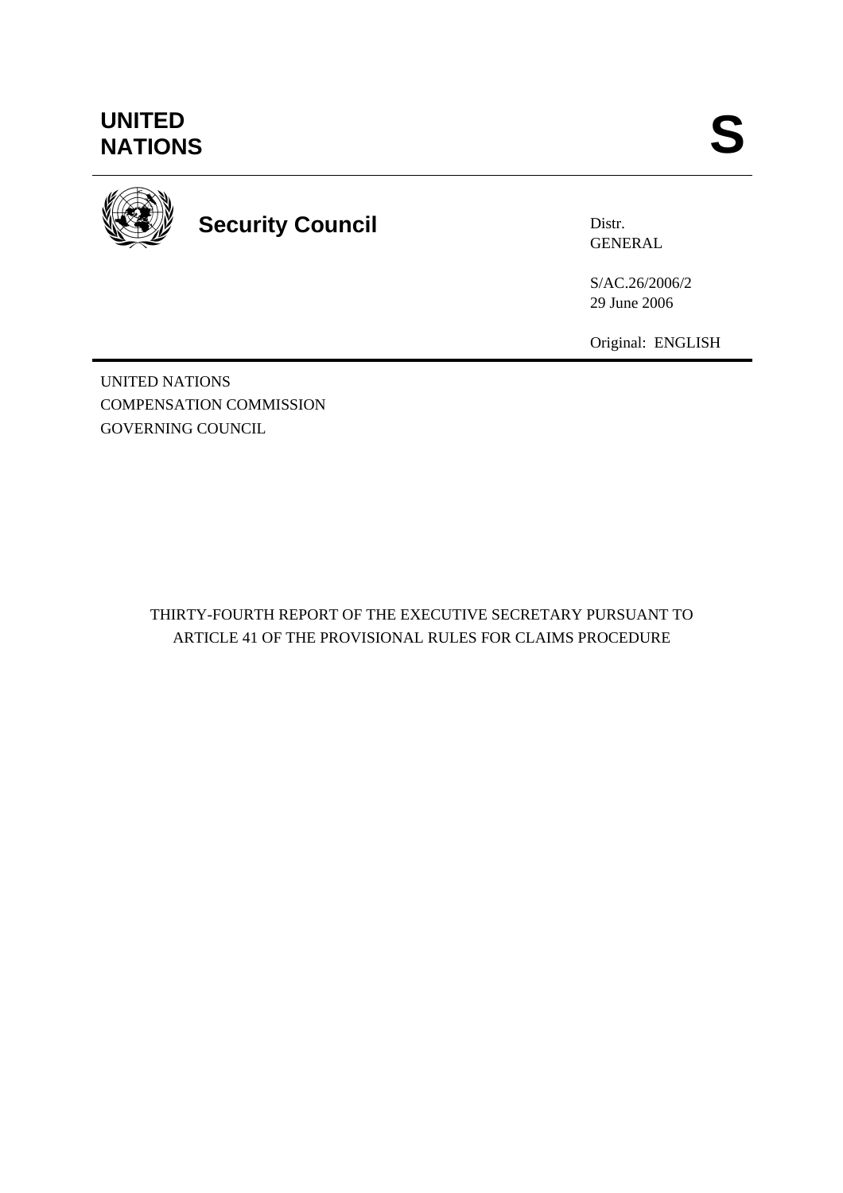UNITED NATIONS

S

# Security Council

Distr.
GENERAL

S/AC.26/2006/2
29 June 2006

Original: ENGLISH

UNITED NATIONS
COMPENSATION COMMISSION
GOVERNING COUNCIL

## THIRTY-FOURTH REPORT OF THE EXECUTIVE SECRETARY PURSUANT TO ARTICLE 41 OF THE PROVISIONAL RULES FOR CLAIMS PROCEDURE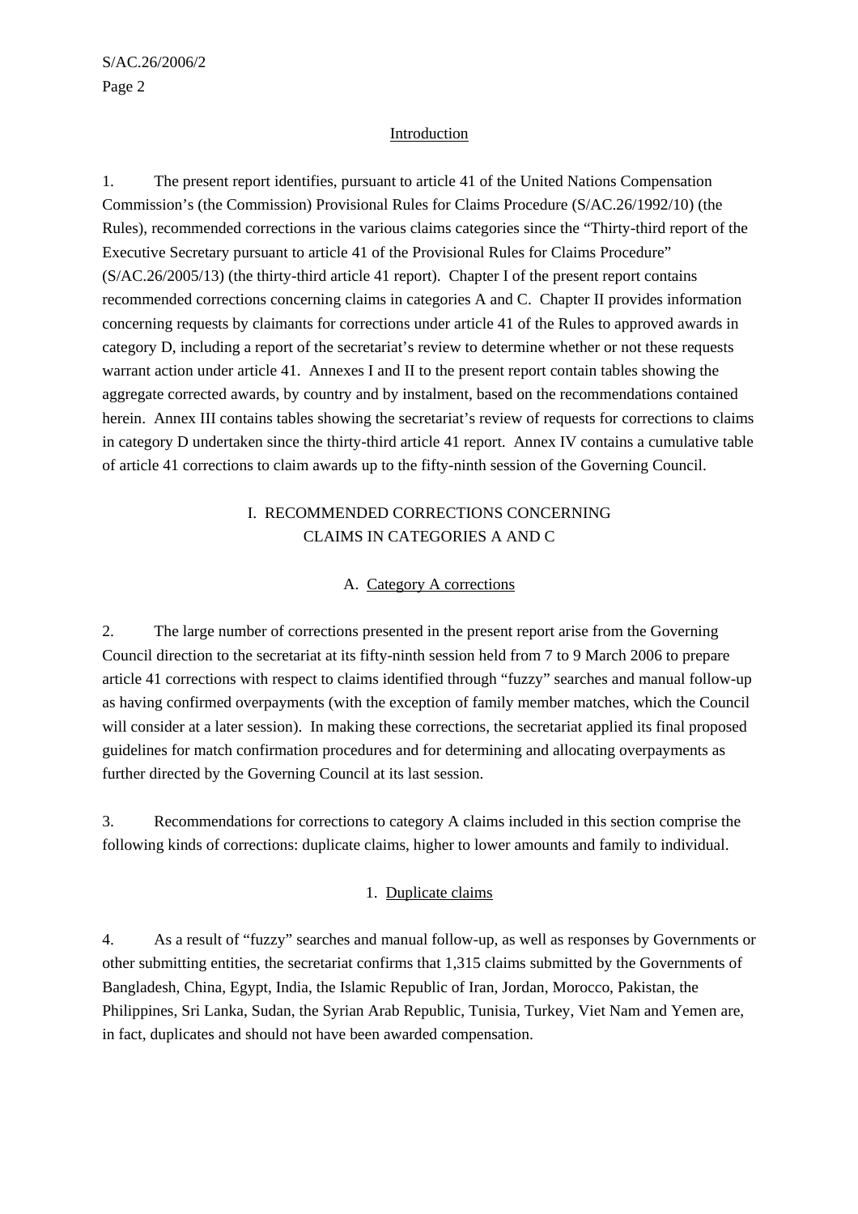## Introduction

1. The present report identifies, pursuant to article 41 of the United Nations Compensation Commission's (the Commission) Provisional Rules for Claims Procedure (S/AC.26/1992/10) (the Rules), recommended corrections in the various claims categories since the "Thirty-third report of the Executive Secretary pursuant to article 41 of the Provisional Rules for Claims Procedure" (S/AC.26/2005/13) (the thirty-third article 41 report). Chapter I of the present report contains recommended corrections concerning claims in categories A and C. Chapter II provides information concerning requests by claimants for corrections under article 41 of the Rules to approved awards in category D, including a report of the secretariat's review to determine whether or not these requests warrant action under article 41. Annexes I and II to the present report contain tables showing the aggregate corrected awards, by country and by instalment, based on the recommendations contained herein. Annex III contains tables showing the secretariat's review of requests for corrections to claims in category D undertaken since the thirty-third article 41 report. Annex IV contains a cumulative table of article 41 corrections to claim awards up to the fifty-ninth session of the Governing Council.

## I. RECOMMENDED CORRECTIONS CONCERNING CLAIMS IN CATEGORIES A AND C

### A. Category A corrections

2. The large number of corrections presented in the present report arise from the Governing Council direction to the secretariat at its fifty-ninth session held from 7 to 9 March 2006 to prepare article 41 corrections with respect to claims identified through "fuzzy" searches and manual follow-up as having confirmed overpayments (with the exception of family member matches, which the Council will consider at a later session). In making these corrections, the secretariat applied its final proposed guidelines for match confirmation procedures and for determining and allocating overpayments as further directed by the Governing Council at its last session.

3. Recommendations for corrections to category A claims included in this section comprise the following kinds of corrections: duplicate claims, higher to lower amounts and family to individual.

#### 1. Duplicate claims

4. As a result of "fuzzy" searches and manual follow-up, as well as responses by Governments or other submitting entities, the secretariat confirms that 1,315 claims submitted by the Governments of Bangladesh, China, Egypt, India, the Islamic Republic of Iran, Jordan, Morocco, Pakistan, the Philippines, Sri Lanka, Sudan, the Syrian Arab Republic, Tunisia, Turkey, Viet Nam and Yemen are, in fact, duplicates and should not have been awarded compensation.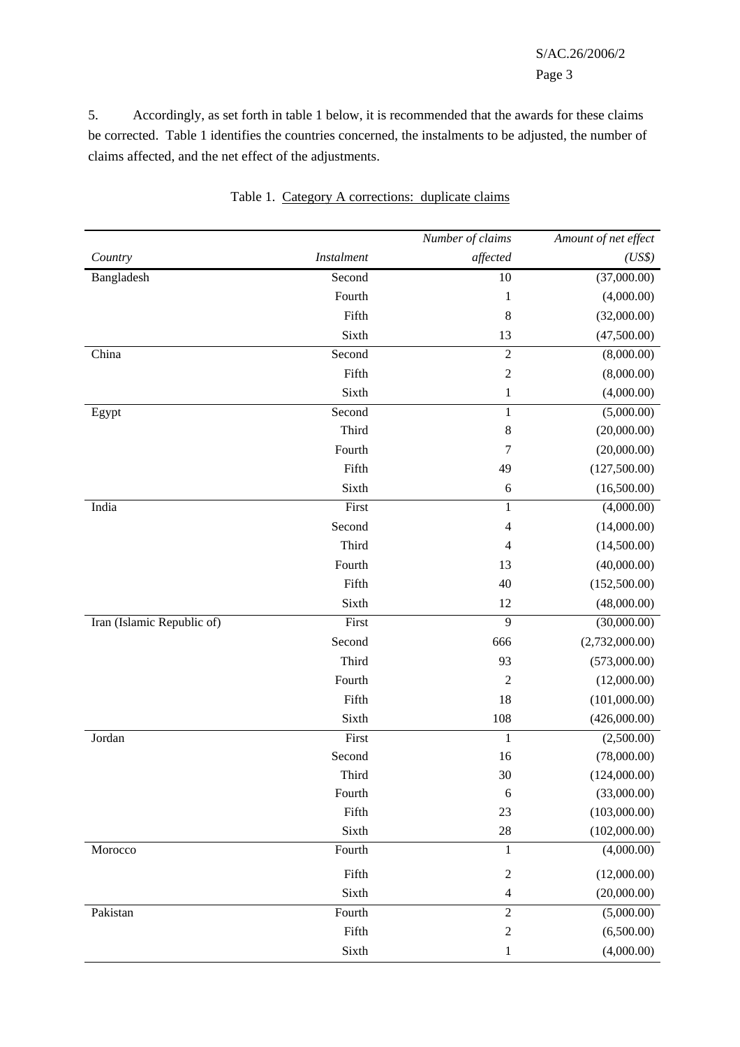5. Accordingly, as set forth in table 1 below, it is recommended that the awards for these claims be corrected. Table 1 identifies the countries concerned, the instalments to be adjusted, the number of claims affected, and the net effect of the adjustments.

Table 1. Category A corrections: duplicate claims

| *Country* | *Instalment* | *Number of claims affected* | *Amount of net effect (US$)* |
|---|---|---|---|
| Bangladesh | Second | 10 | (37,000.00) |
| | Fourth | 1 | (4,000.00) |
| | Fifth | 8 | (32,000.00) |
| | Sixth | 13 | (47,500.00) |
| China | Second | 2 | (8,000.00) |
| | Fifth | 2 | (8,000.00) |
| | Sixth | 1 | (4,000.00) |
| Egypt | Second | 1 | (5,000.00) |
| | Third | 8 | (20,000.00) |
| | Fourth | 7 | (20,000.00) |
| | Fifth | 49 | (127,500.00) |
| | Sixth | 6 | (16,500.00) |
| India | First | 1 | (4,000.00) |
| | Second | 4 | (14,000.00) |
| | Third | 4 | (14,500.00) |
| | Fourth | 13 | (40,000.00) |
| | Fifth | 40 | (152,500.00) |
| | Sixth | 12 | (48,000.00) |
| Iran (Islamic Republic of) | First | 9 | (30,000.00) |
| | Second | 666 | (2,732,000.00) |
| | Third | 93 | (573,000.00) |
| | Fourth | 2 | (12,000.00) |
| | Fifth | 18 | (101,000.00) |
| | Sixth | 108 | (426,000.00) |
| Jordan | First | 1 | (2,500.00) |
| | Second | 16 | (78,000.00) |
| | Third | 30 | (124,000.00) |
| | Fourth | 6 | (33,000.00) |
| | Fifth | 23 | (103,000.00) |
| | Sixth | 28 | (102,000.00) |
| Morocco | Fourth | 1 | (4,000.00) |
| | Fifth | 2 | (12,000.00) |
| | Sixth | 4 | (20,000.00) |
| Pakistan | Fourth | 2 | (5,000.00) |
| | Fifth | 2 | (6,500.00) |
| | Sixth | 1 | (4,000.00) |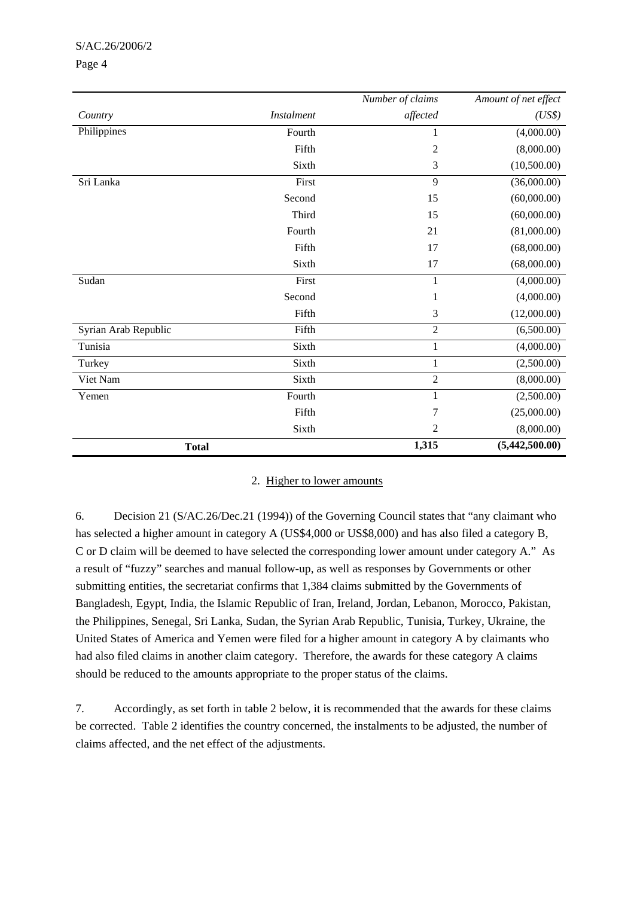| Country | Instalment | Number of claims affected | Amount of net effect (US$) |
|---|---|---|---|
| Philippines | Fourth | 1 | (4,000.00) |
| | Fifth | 2 | (8,000.00) |
| | Sixth | 3 | (10,500.00) |
| Sri Lanka | First | 9 | (36,000.00) |
| | Second | 15 | (60,000.00) |
| | Third | 15 | (60,000.00) |
| | Fourth | 21 | (81,000.00) |
| | Fifth | 17 | (68,000.00) |
| | Sixth | 17 | (68,000.00) |
| Sudan | First | 1 | (4,000.00) |
| | Second | 1 | (4,000.00) |
| | Fifth | 3 | (12,000.00) |
| Syrian Arab Republic | Fifth | 2 | (6,500.00) |
| Tunisia | Sixth | 1 | (4,000.00) |
| Turkey | Sixth | 1 | (2,500.00) |
| Viet Nam | Sixth | 2 | (8,000.00) |
| Yemen | Fourth | 1 | (2,500.00) |
| | Fifth | 7 | (25,000.00) |
| | Sixth | 2 | (8,000.00) |
| **Total** | | **1,315** | **(5,442,500.00)** |

2. Higher to lower amounts

6. Decision 21 (S/AC.26/Dec.21 (1994)) of the Governing Council states that "any claimant who has selected a higher amount in category A (US$4,000 or US$8,000) and has also filed a category B, C or D claim will be deemed to have selected the corresponding lower amount under category A." As a result of "fuzzy" searches and manual follow-up, as well as responses by Governments or other submitting entities, the secretariat confirms that 1,384 claims submitted by the Governments of Bangladesh, Egypt, India, the Islamic Republic of Iran, Ireland, Jordan, Lebanon, Morocco, Pakistan, the Philippines, Senegal, Sri Lanka, Sudan, the Syrian Arab Republic, Tunisia, Turkey, Ukraine, the United States of America and Yemen were filed for a higher amount in category A by claimants who had also filed claims in another claim category. Therefore, the awards for these category A claims should be reduced to the amounts appropriate to the proper status of the claims.

7. Accordingly, as set forth in table 2 below, it is recommended that the awards for these claims be corrected. Table 2 identifies the country concerned, the instalments to be adjusted, the number of claims affected, and the net effect of the adjustments.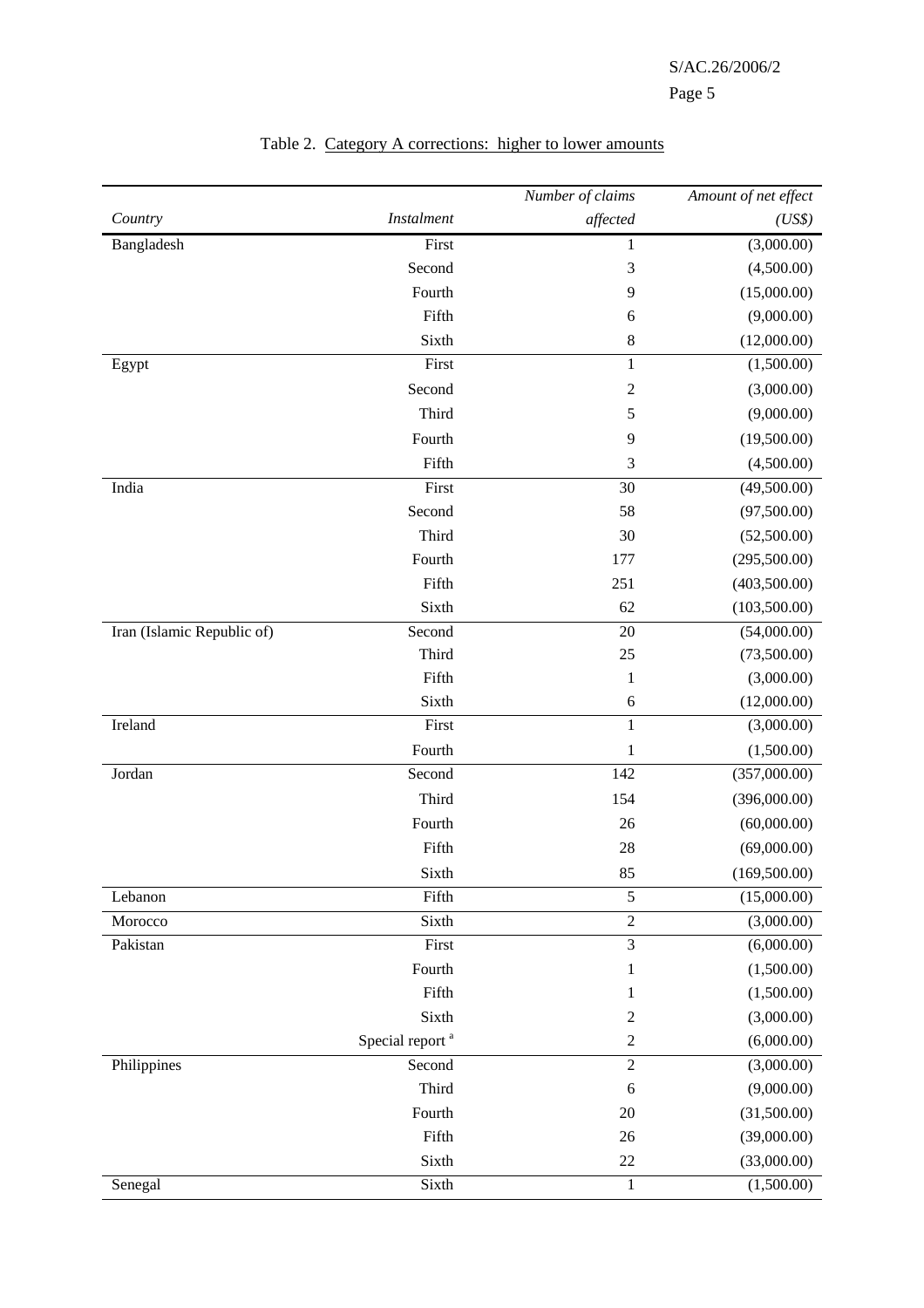Table 2. Category A corrections: higher to lower amounts

| *Country* | *Instalment* | *Number of claims affected* | *Amount of net effect (US$)* |
|---|---|---|---|
| Bangladesh | First | 1 | (3,000.00) |
| | Second | 3 | (4,500.00) |
| | Fourth | 9 | (15,000.00) |
| | Fifth | 6 | (9,000.00) |
| | Sixth | 8 | (12,000.00) |
| Egypt | First | 1 | (1,500.00) |
| | Second | 2 | (3,000.00) |
| | Third | 5 | (9,000.00) |
| | Fourth | 9 | (19,500.00) |
| | Fifth | 3 | (4,500.00) |
| India | First | 30 | (49,500.00) |
| | Second | 58 | (97,500.00) |
| | Third | 30 | (52,500.00) |
| | Fourth | 177 | (295,500.00) |
| | Fifth | 251 | (403,500.00) |
| | Sixth | 62 | (103,500.00) |
| Iran (Islamic Republic of) | Second | 20 | (54,000.00) |
| | Third | 25 | (73,500.00) |
| | Fifth | 1 | (3,000.00) |
| | Sixth | 6 | (12,000.00) |
| Ireland | First | 1 | (3,000.00) |
| | Fourth | 1 | (1,500.00) |
| Jordan | Second | 142 | (357,000.00) |
| | Third | 154 | (396,000.00) |
| | Fourth | 26 | (60,000.00) |
| | Fifth | 28 | (69,000.00) |
| | Sixth | 85 | (169,500.00) |
| Lebanon | Fifth | 5 | (15,000.00) |
| Morocco | Sixth | 2 | (3,000.00) |
| Pakistan | First | 3 | (6,000.00) |
| | Fourth | 1 | (1,500.00) |
| | Fifth | 1 | (1,500.00) |
| | Sixth | 2 | (3,000.00) |
| | Special report [a] | 2 | (6,000.00) |
| Philippines | Second | 2 | (3,000.00) |
| | Third | 6 | (9,000.00) |
| | Fourth | 20 | (31,500.00) |
| | Fifth | 26 | (39,000.00) |
| | Sixth | 22 | (33,000.00) |
| Senegal | Sixth | 1 | (1,500.00) |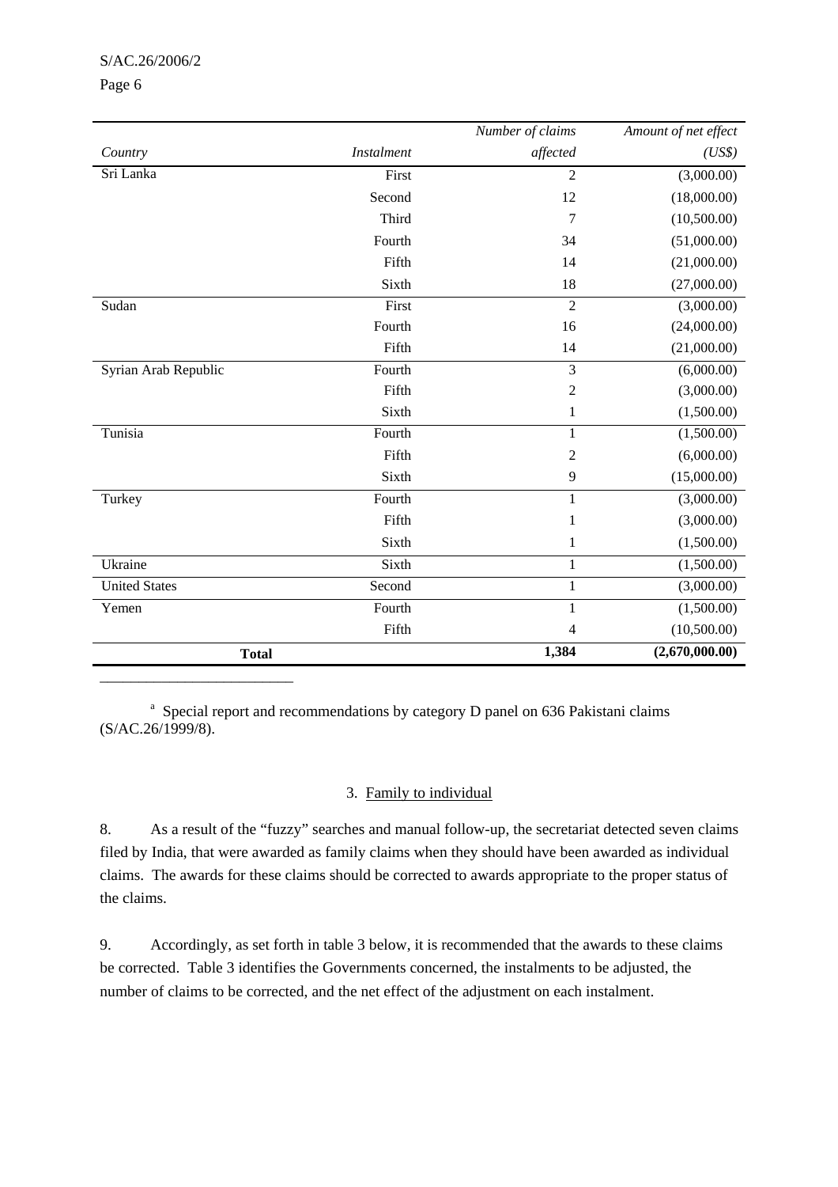| *Country* | *Instalment* | *Number of claims affected* | *Amount of net effect (US$)* |
|---|---|---|---|
| Sri Lanka | First | 2 | (3,000.00) |
| | Second | 12 | (18,000.00) |
| | Third | 7 | (10,500.00) |
| | Fourth | 34 | (51,000.00) |
| | Fifth | 14 | (21,000.00) |
| | Sixth | 18 | (27,000.00) |
| Sudan | First | 2 | (3,000.00) |
| | Fourth | 16 | (24,000.00) |
| | Fifth | 14 | (21,000.00) |
| Syrian Arab Republic | Fourth | 3 | (6,000.00) |
| | Fifth | 2 | (3,000.00) |
| | Sixth | 1 | (1,500.00) |
| Tunisia | Fourth | 1 | (1,500.00) |
| | Fifth | 2 | (6,000.00) |
| | Sixth | 9 | (15,000.00) |
| Turkey | Fourth | 1 | (3,000.00) |
| | Fifth | 1 | (3,000.00) |
| | Sixth | 1 | (1,500.00) |
| Ukraine | Sixth | 1 | (1,500.00) |
| United States | Second | 1 | (3,000.00) |
| Yemen | Fourth | 1 | (1,500.00) |
| | Fifth | 4 | (10,500.00) |
| **Total** | | **1,384** | **(2,670,000.00)** |

[a] Special report and recommendations by category D panel on 636 Pakistani claims (S/AC.26/1999/8).

### 3. Family to individual

8. As a result of the "fuzzy" searches and manual follow-up, the secretariat detected seven claims filed by India, that were awarded as family claims when they should have been awarded as individual claims. The awards for these claims should be corrected to awards appropriate to the proper status of the claims.

9. Accordingly, as set forth in table 3 below, it is recommended that the awards to these claims be corrected. Table 3 identifies the Governments concerned, the instalments to be adjusted, the number of claims to be corrected, and the net effect of the adjustment on each instalment.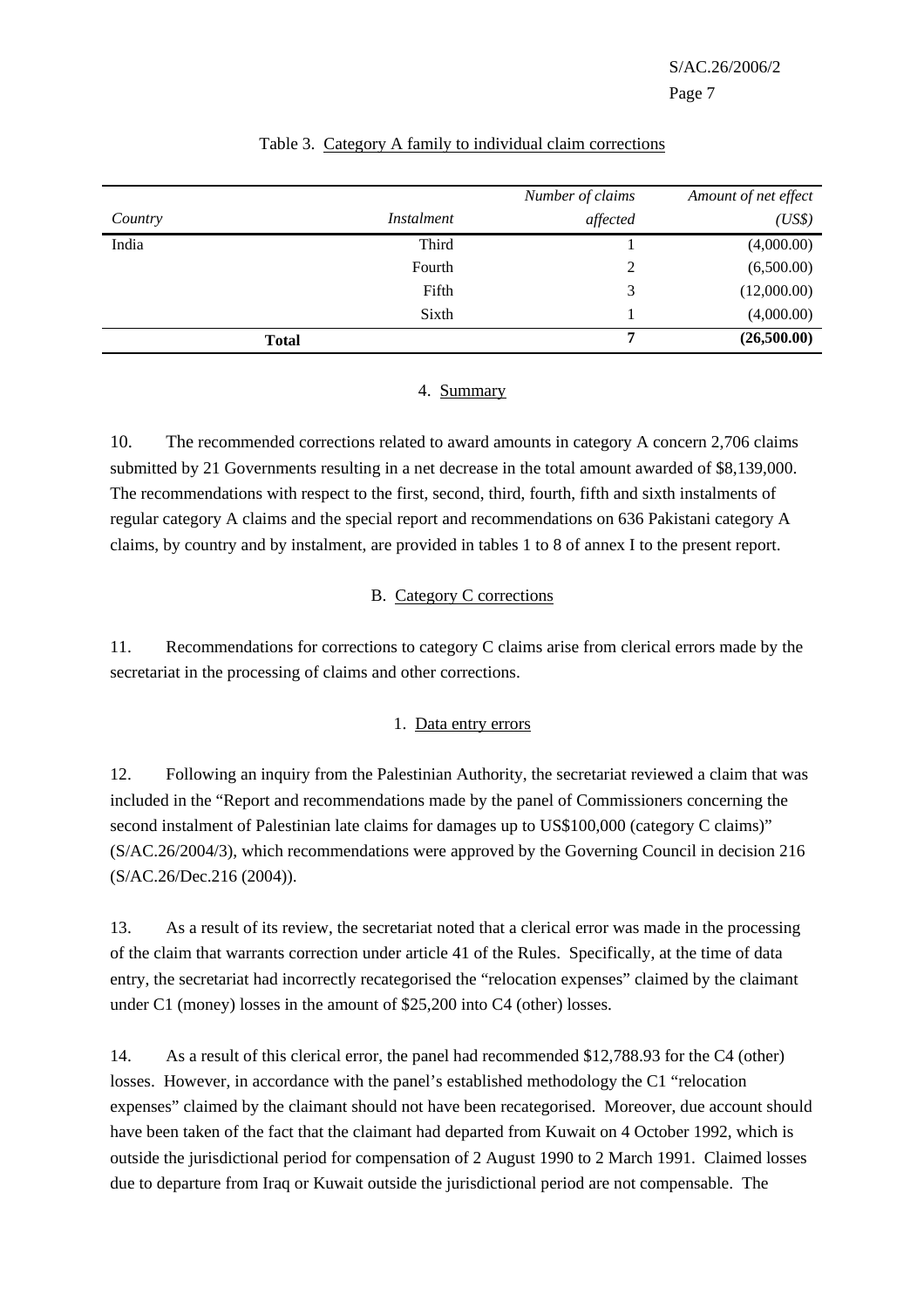Table 3. Category A family to individual claim corrections

| Country | Instalment | Number of claims affected | Amount of net effect (US$) |
|---|---|---|---|
| India | Third | 1 | (4,000.00) |
| | Fourth | 2 | (6,500.00) |
| | Fifth | 3 | (12,000.00) |
| | Sixth | 1 | (4,000.00) |
| **Total** | | **7** | **(26,500.00)** |

### 4. Summary

10. The recommended corrections related to award amounts in category A concern 2,706 claims submitted by 21 Governments resulting in a net decrease in the total amount awarded of $8,139,000. The recommendations with respect to the first, second, third, fourth, fifth and sixth instalments of regular category A claims and the special report and recommendations on 636 Pakistani category A claims, by country and by instalment, are provided in tables 1 to 8 of annex I to the present report.

## B. Category C corrections

11. Recommendations for corrections to category C claims arise from clerical errors made by the secretariat in the processing of claims and other corrections.

### 1. Data entry errors

12. Following an inquiry from the Palestinian Authority, the secretariat reviewed a claim that was included in the "Report and recommendations made by the panel of Commissioners concerning the second instalment of Palestinian late claims for damages up to US$100,000 (category C claims)" (S/AC.26/2004/3), which recommendations were approved by the Governing Council in decision 216 (S/AC.26/Dec.216 (2004)).

13. As a result of its review, the secretariat noted that a clerical error was made in the processing of the claim that warrants correction under article 41 of the Rules. Specifically, at the time of data entry, the secretariat had incorrectly recategorised the "relocation expenses" claimed by the claimant under C1 (money) losses in the amount of $25,200 into C4 (other) losses.

14. As a result of this clerical error, the panel had recommended $12,788.93 for the C4 (other) losses. However, in accordance with the panel's established methodology the C1 "relocation expenses" claimed by the claimant should not have been recategorised. Moreover, due account should have been taken of the fact that the claimant had departed from Kuwait on 4 October 1992, which is outside the jurisdictional period for compensation of 2 August 1990 to 2 March 1991. Claimed losses due to departure from Iraq or Kuwait outside the jurisdictional period are not compensable. The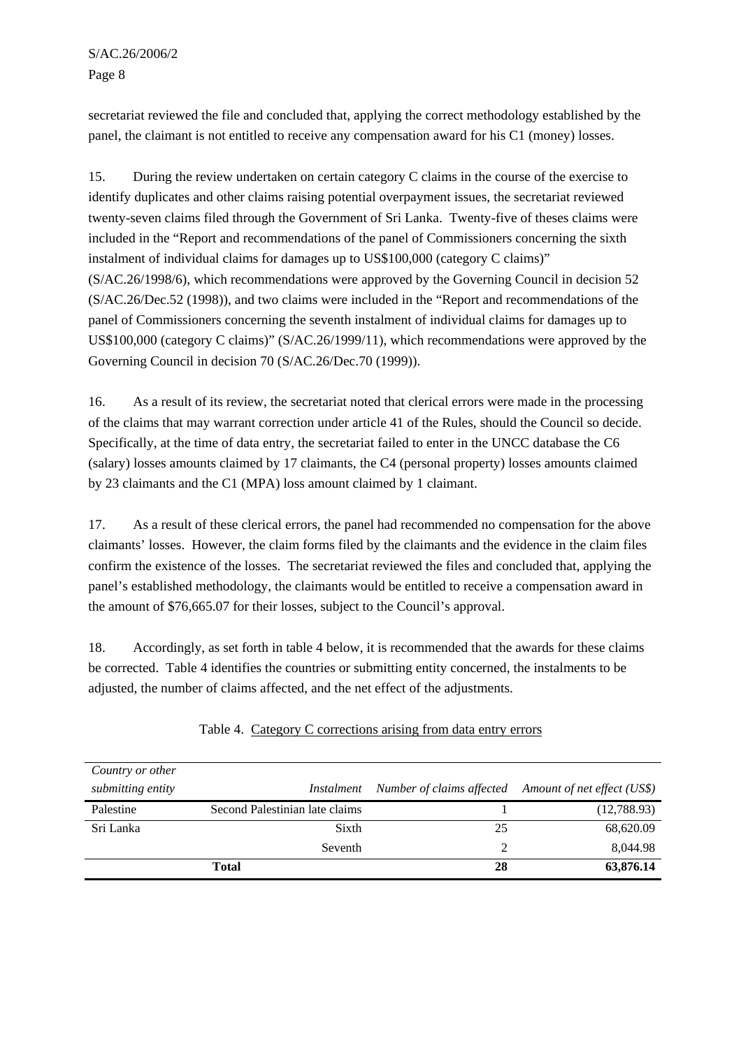secretariat reviewed the file and concluded that, applying the correct methodology established by the panel, the claimant is not entitled to receive any compensation award for his C1 (money) losses.

15. During the review undertaken on certain category C claims in the course of the exercise to identify duplicates and other claims raising potential overpayment issues, the secretariat reviewed twenty-seven claims filed through the Government of Sri Lanka. Twenty-five of theses claims were included in the "Report and recommendations of the panel of Commissioners concerning the sixth instalment of individual claims for damages up to US$100,000 (category C claims)" (S/AC.26/1998/6), which recommendations were approved by the Governing Council in decision 52 (S/AC.26/Dec.52 (1998)), and two claims were included in the "Report and recommendations of the panel of Commissioners concerning the seventh instalment of individual claims for damages up to US$100,000 (category C claims)" (S/AC.26/1999/11), which recommendations were approved by the Governing Council in decision 70 (S/AC.26/Dec.70 (1999)).

16. As a result of its review, the secretariat noted that clerical errors were made in the processing of the claims that may warrant correction under article 41 of the Rules, should the Council so decide. Specifically, at the time of data entry, the secretariat failed to enter in the UNCC database the C6 (salary) losses amounts claimed by 17 claimants, the C4 (personal property) losses amounts claimed by 23 claimants and the C1 (MPA) loss amount claimed by 1 claimant.

17. As a result of these clerical errors, the panel had recommended no compensation for the above claimants' losses. However, the claim forms filed by the claimants and the evidence in the claim files confirm the existence of the losses. The secretariat reviewed the files and concluded that, applying the panel's established methodology, the claimants would be entitled to receive a compensation award in the amount of $76,665.07 for their losses, subject to the Council's approval.

18. Accordingly, as set forth in table 4 below, it is recommended that the awards for these claims be corrected. Table 4 identifies the countries or submitting entity concerned, the instalments to be adjusted, the number of claims affected, and the net effect of the adjustments.

Table 4. Category C corrections arising from data entry errors

| *Country or other submitting entity* | *Instalment* | *Number of claims affected* | *Amount of net effect (US$)* |
|---|---|---|---|
| Palestine | Second Palestinian late claims | 1 | (12,788.93) |
| Sri Lanka | Sixth | 25 | 68,620.09 |
| | Seventh | 2 | 8,044.98 |
| | **Total** | **28** | **63,876.14** |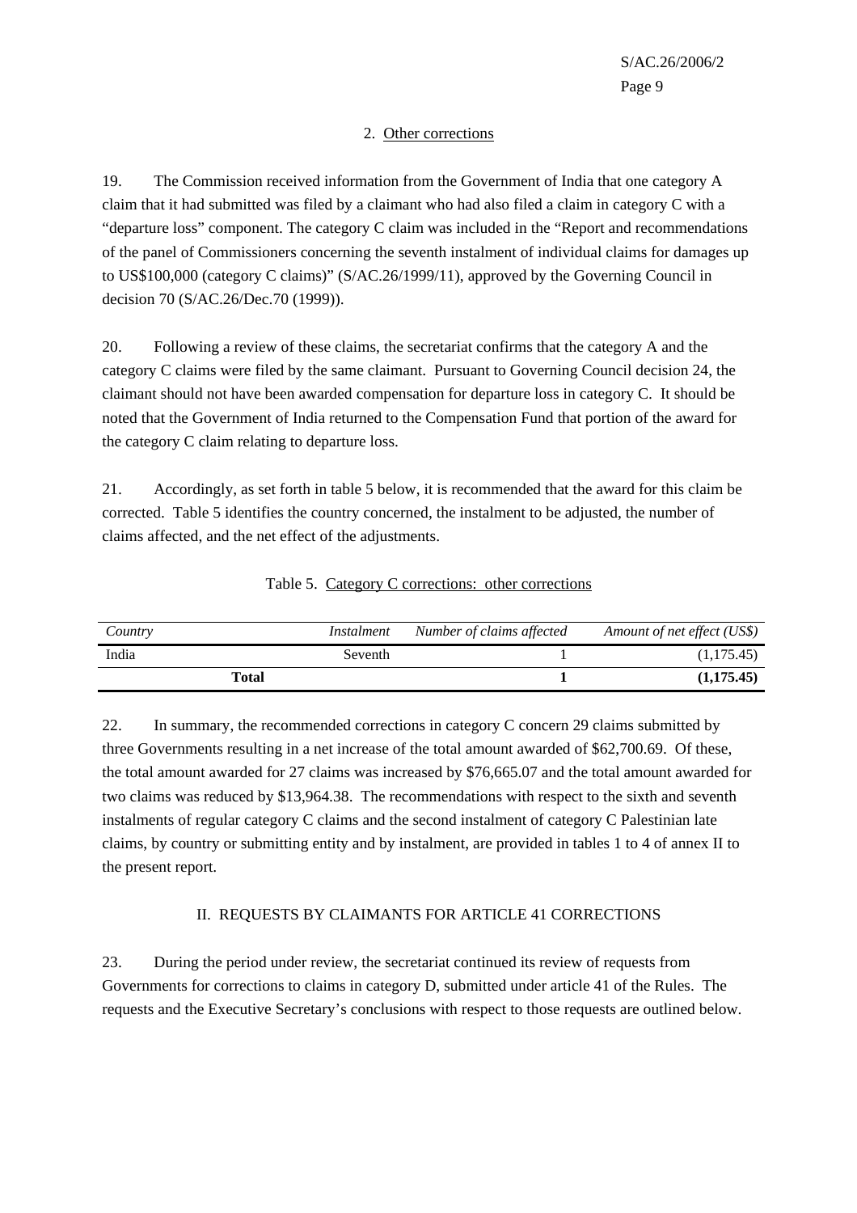### 2. Other corrections

19. The Commission received information from the Government of India that one category A claim that it had submitted was filed by a claimant who had also filed a claim in category C with a "departure loss" component. The category C claim was included in the "Report and recommendations of the panel of Commissioners concerning the seventh instalment of individual claims for damages up to US$100,000 (category C claims)" (S/AC.26/1999/11), approved by the Governing Council in decision 70 (S/AC.26/Dec.70 (1999)).

20. Following a review of these claims, the secretariat confirms that the category A and the category C claims were filed by the same claimant. Pursuant to Governing Council decision 24, the claimant should not have been awarded compensation for departure loss in category C. It should be noted that the Government of India returned to the Compensation Fund that portion of the award for the category C claim relating to departure loss.

21. Accordingly, as set forth in table 5 below, it is recommended that the award for this claim be corrected. Table 5 identifies the country concerned, the instalment to be adjusted, the number of claims affected, and the net effect of the adjustments.

Table 5. Category C corrections: other corrections

| *Country* | *Instalment* | *Number of claims affected* | *Amount of net effect (US$)* |
|---|---|---|---|
| India | Seventh | 1 | (1,175.45) |
| **Total** | | **1** | **(1,175.45)** |

22. In summary, the recommended corrections in category C concern 29 claims submitted by three Governments resulting in a net increase of the total amount awarded of $62,700.69. Of these, the total amount awarded for 27 claims was increased by $76,665.07 and the total amount awarded for two claims was reduced by $13,964.38. The recommendations with respect to the sixth and seventh instalments of regular category C claims and the second instalment of category C Palestinian late claims, by country or submitting entity and by instalment, are provided in tables 1 to 4 of annex II to the present report.

## II. REQUESTS BY CLAIMANTS FOR ARTICLE 41 CORRECTIONS

23. During the period under review, the secretariat continued its review of requests from Governments for corrections to claims in category D, submitted under article 41 of the Rules. The requests and the Executive Secretary's conclusions with respect to those requests are outlined below.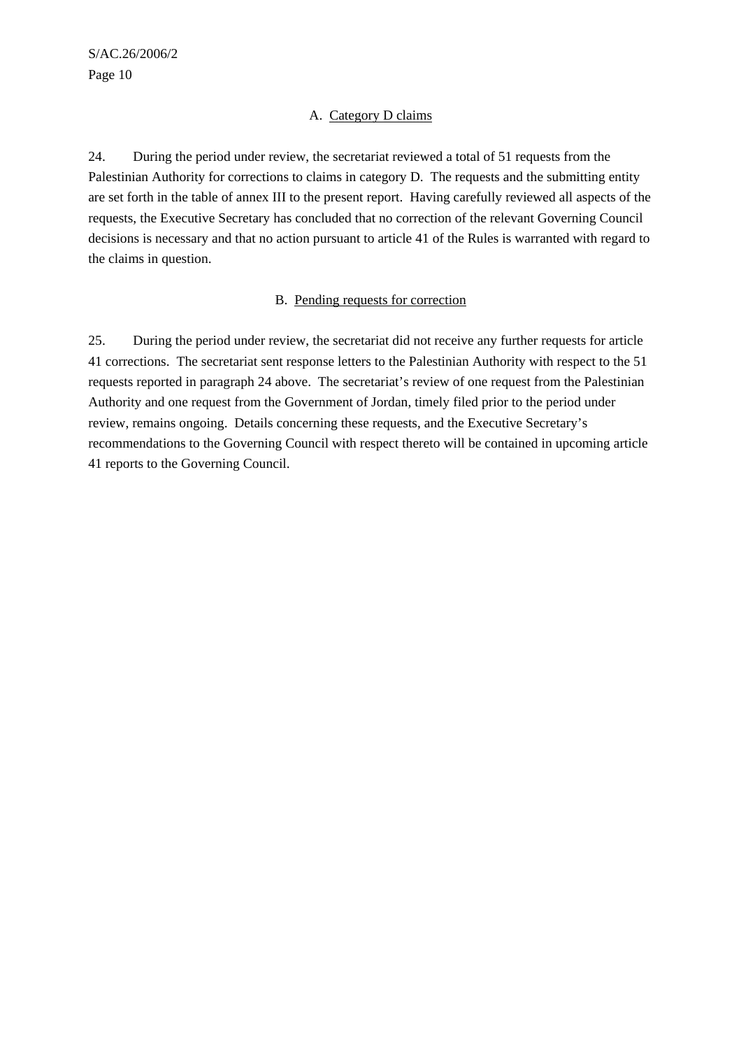### A. Category D claims

24. During the period under review, the secretariat reviewed a total of 51 requests from the Palestinian Authority for corrections to claims in category D. The requests and the submitting entity are set forth in the table of annex III to the present report. Having carefully reviewed all aspects of the requests, the Executive Secretary has concluded that no correction of the relevant Governing Council decisions is necessary and that no action pursuant to article 41 of the Rules is warranted with regard to the claims in question.

### B. Pending requests for correction

25. During the period under review, the secretariat did not receive any further requests for article 41 corrections. The secretariat sent response letters to the Palestinian Authority with respect to the 51 requests reported in paragraph 24 above. The secretariat's review of one request from the Palestinian Authority and one request from the Government of Jordan, timely filed prior to the period under review, remains ongoing. Details concerning these requests, and the Executive Secretary's recommendations to the Governing Council with respect thereto will be contained in upcoming article 41 reports to the Governing Council.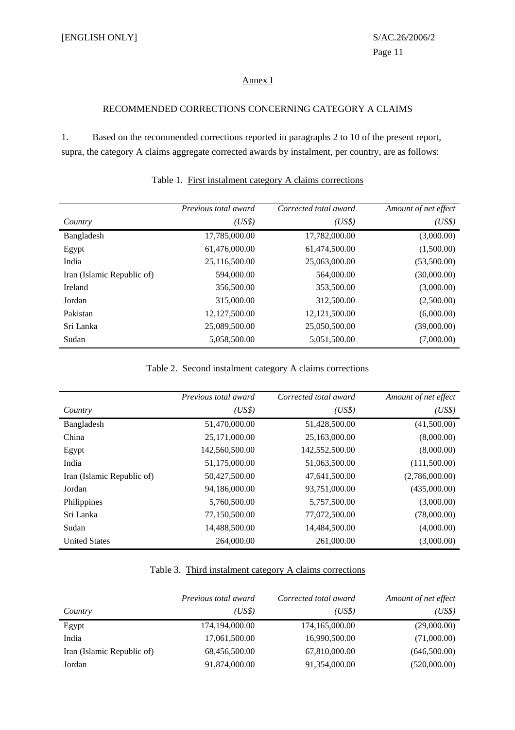## Annex I

### RECOMMENDED CORRECTIONS CONCERNING CATEGORY A CLAIMS

1. Based on the recommended corrections reported in paragraphs 2 to 10 of the present report, supra, the category A claims aggregate corrected awards by instalment, per country, are as follows:

Table 1. First instalment category A claims corrections

| Country | *Previous total award (US$)* | *Corrected total award (US$)* | *Amount of net effect (US$)* |
|---|---:|---:|---:|
| Bangladesh | 17,785,000.00 | 17,782,000.00 | (3,000.00) |
| Egypt | 61,476,000.00 | 61,474,500.00 | (1,500.00) |
| India | 25,116,500.00 | 25,063,000.00 | (53,500.00) |
| Iran (Islamic Republic of) | 594,000.00 | 564,000.00 | (30,000.00) |
| Ireland | 356,500.00 | 353,500.00 | (3,000.00) |
| Jordan | 315,000.00 | 312,500.00 | (2,500.00) |
| Pakistan | 12,127,500.00 | 12,121,500.00 | (6,000.00) |
| Sri Lanka | 25,089,500.00 | 25,050,500.00 | (39,000.00) |
| Sudan | 5,058,500.00 | 5,051,500.00 | (7,000.00) |

Table 2. Second instalment category A claims corrections

| Country | *Previous total award (US$)* | *Corrected total award (US$)* | *Amount of net effect (US$)* |
|---|---:|---:|---:|
| Bangladesh | 51,470,000.00 | 51,428,500.00 | (41,500.00) |
| China | 25,171,000.00 | 25,163,000.00 | (8,000.00) |
| Egypt | 142,560,500.00 | 142,552,500.00 | (8,000.00) |
| India | 51,175,000.00 | 51,063,500.00 | (111,500.00) |
| Iran (Islamic Republic of) | 50,427,500.00 | 47,641,500.00 | (2,786,000.00) |
| Jordan | 94,186,000.00 | 93,751,000.00 | (435,000.00) |
| Philippines | 5,760,500.00 | 5,757,500.00 | (3,000.00) |
| Sri Lanka | 77,150,500.00 | 77,072,500.00 | (78,000.00) |
| Sudan | 14,488,500.00 | 14,484,500.00 | (4,000.00) |
| United States | 264,000.00 | 261,000.00 | (3,000.00) |

Table 3. Third instalment category A claims corrections

| Country | *Previous total award (US$)* | *Corrected total award (US$)* | *Amount of net effect (US$)* |
|---|---:|---:|---:|
| Egypt | 174,194,000.00 | 174,165,000.00 | (29,000.00) |
| India | 17,061,500.00 | 16,990,500.00 | (71,000.00) |
| Iran (Islamic Republic of) | 68,456,500.00 | 67,810,000.00 | (646,500.00) |
| Jordan | 91,874,000.00 | 91,354,000.00 | (520,000.00) |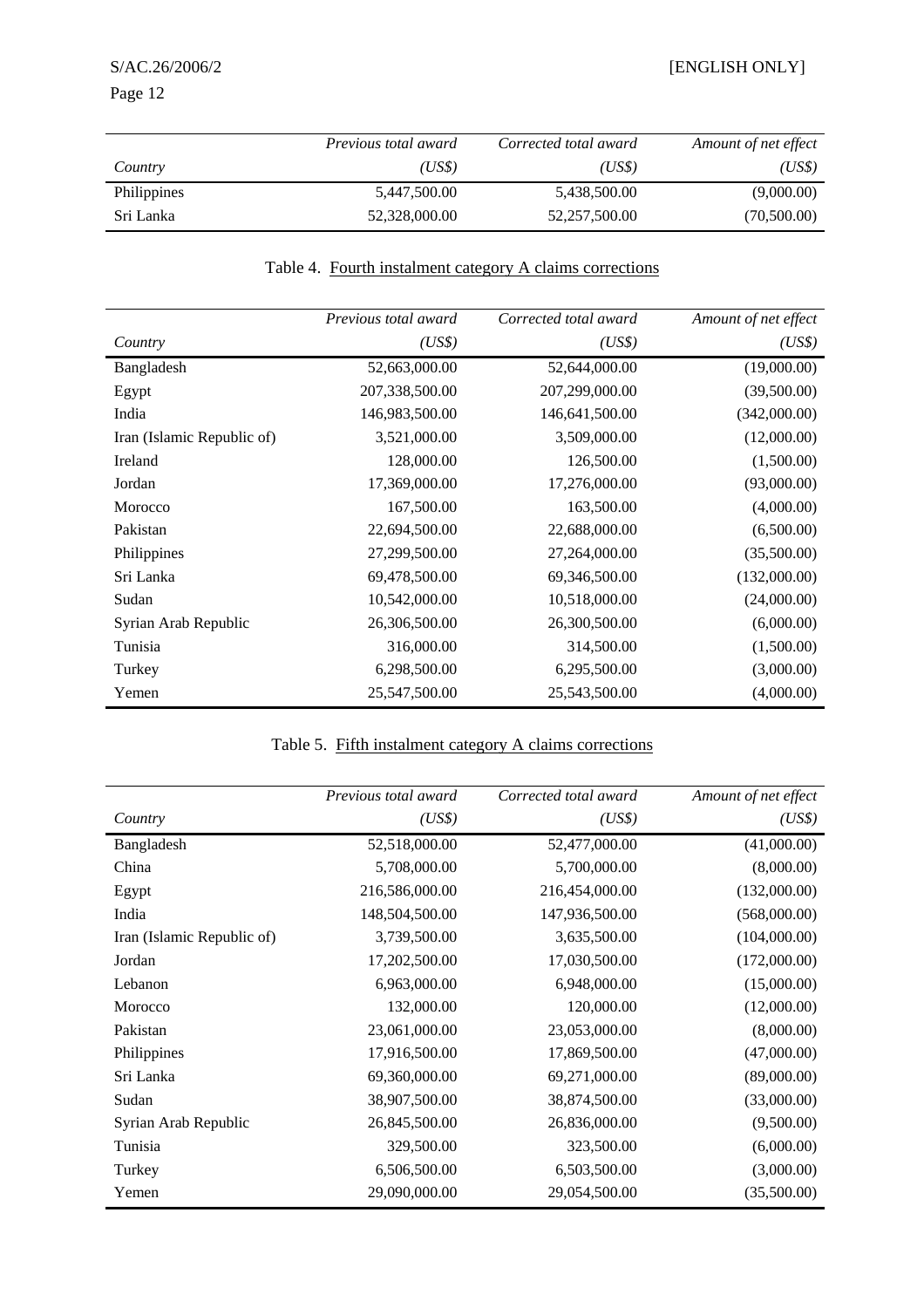| Country | Previous total award (US$) | Corrected total award (US$) | Amount of net effect (US$) |
|---|---|---|---|
| Philippines | 5,447,500.00 | 5,438,500.00 | (9,000.00) |
| Sri Lanka | 52,328,000.00 | 52,257,500.00 | (70,500.00) |

Table 4. Fourth instalment category A claims corrections

| Country | Previous total award (US$) | Corrected total award (US$) | Amount of net effect (US$) |
|---|---|---|---|
| Bangladesh | 52,663,000.00 | 52,644,000.00 | (19,000.00) |
| Egypt | 207,338,500.00 | 207,299,000.00 | (39,500.00) |
| India | 146,983,500.00 | 146,641,500.00 | (342,000.00) |
| Iran (Islamic Republic of) | 3,521,000.00 | 3,509,000.00 | (12,000.00) |
| Ireland | 128,000.00 | 126,500.00 | (1,500.00) |
| Jordan | 17,369,000.00 | 17,276,000.00 | (93,000.00) |
| Morocco | 167,500.00 | 163,500.00 | (4,000.00) |
| Pakistan | 22,694,500.00 | 22,688,000.00 | (6,500.00) |
| Philippines | 27,299,500.00 | 27,264,000.00 | (35,500.00) |
| Sri Lanka | 69,478,500.00 | 69,346,500.00 | (132,000.00) |
| Sudan | 10,542,000.00 | 10,518,000.00 | (24,000.00) |
| Syrian Arab Republic | 26,306,500.00 | 26,300,500.00 | (6,000.00) |
| Tunisia | 316,000.00 | 314,500.00 | (1,500.00) |
| Turkey | 6,298,500.00 | 6,295,500.00 | (3,000.00) |
| Yemen | 25,547,500.00 | 25,543,500.00 | (4,000.00) |

Table 5. Fifth instalment category A claims corrections

| Country | Previous total award (US$) | Corrected total award (US$) | Amount of net effect (US$) |
|---|---|---|---|
| Bangladesh | 52,518,000.00 | 52,477,000.00 | (41,000.00) |
| China | 5,708,000.00 | 5,700,000.00 | (8,000.00) |
| Egypt | 216,586,000.00 | 216,454,000.00 | (132,000.00) |
| India | 148,504,500.00 | 147,936,500.00 | (568,000.00) |
| Iran (Islamic Republic of) | 3,739,500.00 | 3,635,500.00 | (104,000.00) |
| Jordan | 17,202,500.00 | 17,030,500.00 | (172,000.00) |
| Lebanon | 6,963,000.00 | 6,948,000.00 | (15,000.00) |
| Morocco | 132,000.00 | 120,000.00 | (12,000.00) |
| Pakistan | 23,061,000.00 | 23,053,000.00 | (8,000.00) |
| Philippines | 17,916,500.00 | 17,869,500.00 | (47,000.00) |
| Sri Lanka | 69,360,000.00 | 69,271,000.00 | (89,000.00) |
| Sudan | 38,907,500.00 | 38,874,500.00 | (33,000.00) |
| Syrian Arab Republic | 26,845,500.00 | 26,836,000.00 | (9,500.00) |
| Tunisia | 329,500.00 | 323,500.00 | (6,000.00) |
| Turkey | 6,506,500.00 | 6,503,500.00 | (3,000.00) |
| Yemen | 29,090,000.00 | 29,054,500.00 | (35,500.00) |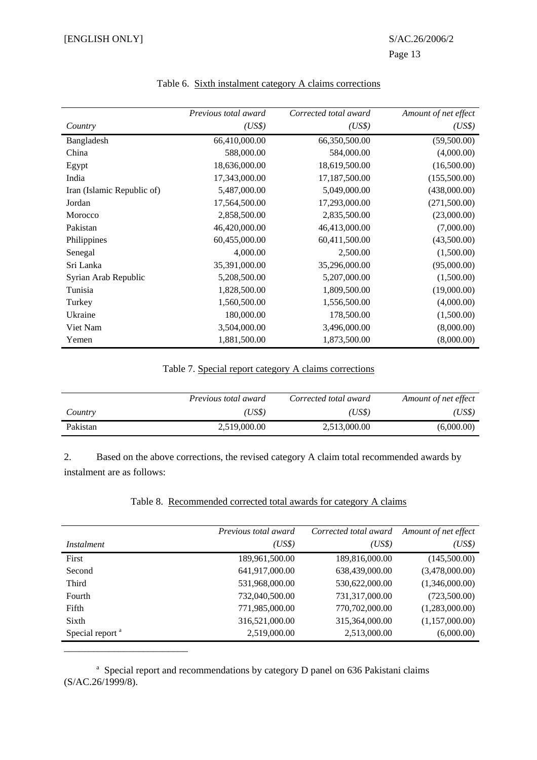Table 6. Sixth instalment category A claims corrections

| *Country* | *Previous total award (US$)* | *Corrected total award (US$)* | *Amount of net effect (US$)* |
|---|---|---|---|
| Bangladesh | 66,410,000.00 | 66,350,500.00 | (59,500.00) |
| China | 588,000.00 | 584,000.00 | (4,000.00) |
| Egypt | 18,636,000.00 | 18,619,500.00 | (16,500.00) |
| India | 17,343,000.00 | 17,187,500.00 | (155,500.00) |
| Iran (Islamic Republic of) | 5,487,000.00 | 5,049,000.00 | (438,000.00) |
| Jordan | 17,564,500.00 | 17,293,000.00 | (271,500.00) |
| Morocco | 2,858,500.00 | 2,835,500.00 | (23,000.00) |
| Pakistan | 46,420,000.00 | 46,413,000.00 | (7,000.00) |
| Philippines | 60,455,000.00 | 60,411,500.00 | (43,500.00) |
| Senegal | 4,000.00 | 2,500.00 | (1,500.00) |
| Sri Lanka | 35,391,000.00 | 35,296,000.00 | (95,000.00) |
| Syrian Arab Republic | 5,208,500.00 | 5,207,000.00 | (1,500.00) |
| Tunisia | 1,828,500.00 | 1,809,500.00 | (19,000.00) |
| Turkey | 1,560,500.00 | 1,556,500.00 | (4,000.00) |
| Ukraine | 180,000.00 | 178,500.00 | (1,500.00) |
| Viet Nam | 3,504,000.00 | 3,496,000.00 | (8,000.00) |
| Yemen | 1,881,500.00 | 1,873,500.00 | (8,000.00) |

Table 7. Special report category A claims corrections

| *Country* | *Previous total award (US$)* | *Corrected total award (US$)* | *Amount of net effect (US$)* |
|---|---|---|---|
| Pakistan | 2,519,000.00 | 2,513,000.00 | (6,000.00) |

2. Based on the above corrections, the revised category A claim total recommended awards by instalment are as follows:

Table 8. Recommended corrected total awards for category A claims

| *Instalment* | *Previous total award (US$)* | *Corrected total award (US$)* | *Amount of net effect (US$)* |
|---|---|---|---|
| First | 189,961,500.00 | 189,816,000.00 | (145,500.00) |
| Second | 641,917,000.00 | 638,439,000.00 | (3,478,000.00) |
| Third | 531,968,000.00 | 530,622,000.00 | (1,346,000.00) |
| Fourth | 732,040,500.00 | 731,317,000.00 | (723,500.00) |
| Fifth | 771,985,000.00 | 770,702,000.00 | (1,283,000.00) |
| Sixth | 316,521,000.00 | 315,364,000.00 | (1,157,000.00) |
| Special report [a] | 2,519,000.00 | 2,513,000.00 | (6,000.00) |

[a] Special report and recommendations by category D panel on 636 Pakistani claims (S/AC.26/1999/8).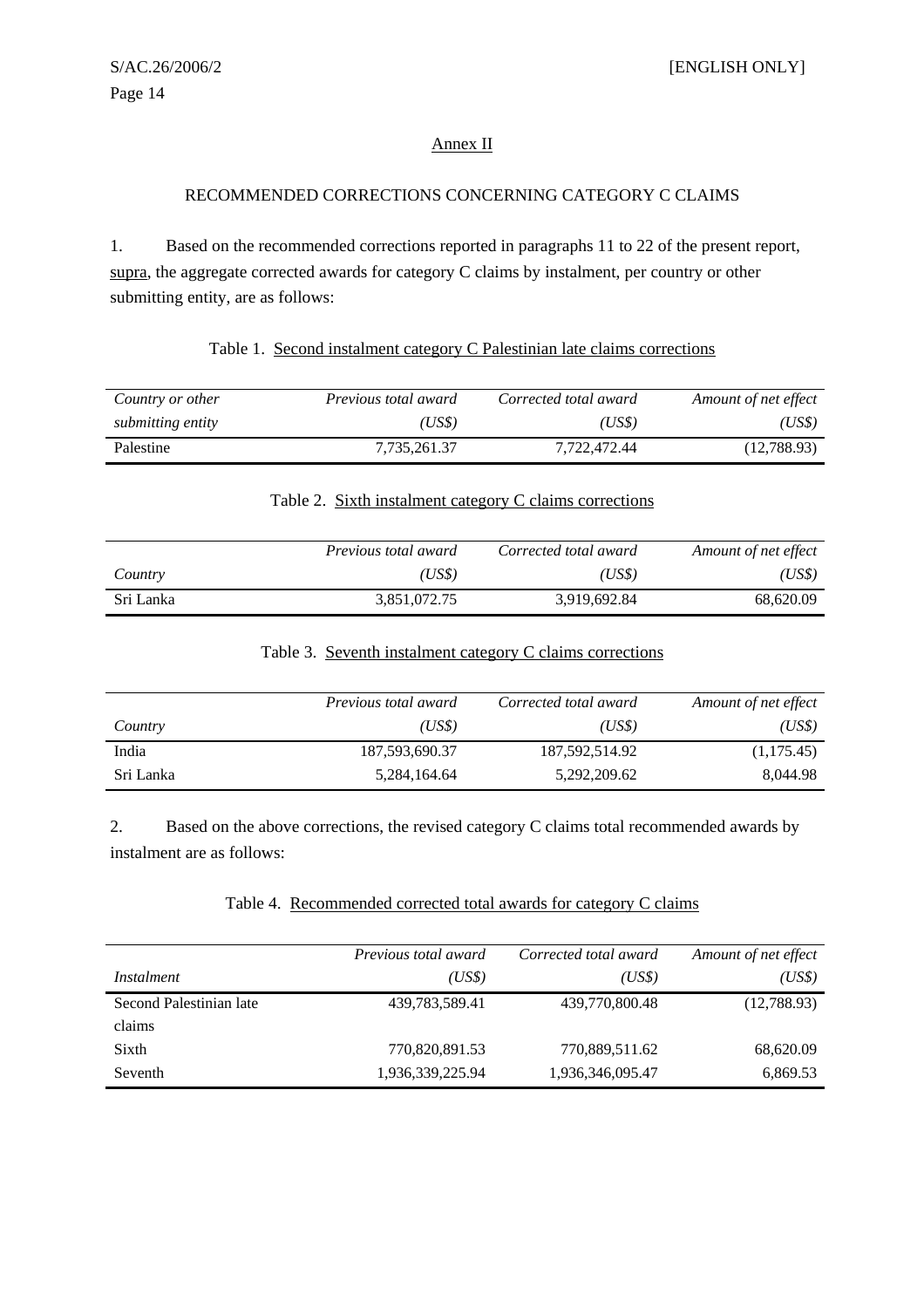## Annex II

### RECOMMENDED CORRECTIONS CONCERNING CATEGORY C CLAIMS

1. Based on the recommended corrections reported in paragraphs 11 to 22 of the present report, supra, the aggregate corrected awards for category C claims by instalment, per country or other submitting entity, are as follows:

Table 1. Second instalment category C Palestinian late claims corrections

| *Country or other submitting entity* | *Previous total award (US$)* | *Corrected total award (US$)* | *Amount of net effect (US$)* |
|---|---|---|---|
| Palestine | 7,735,261.37 | 7,722,472.44 | (12,788.93) |

Table 2. Sixth instalment category C claims corrections

| *Country* | *Previous total award (US$)* | *Corrected total award (US$)* | *Amount of net effect (US$)* |
|---|---|---|---|
| Sri Lanka | 3,851,072.75 | 3,919,692.84 | 68,620.09 |

Table 3. Seventh instalment category C claims corrections

| *Country* | *Previous total award (US$)* | *Corrected total award (US$)* | *Amount of net effect (US$)* |
|---|---|---|---|
| India | 187,593,690.37 | 187,592,514.92 | (1,175.45) |
| Sri Lanka | 5,284,164.64 | 5,292,209.62 | 8,044.98 |

2. Based on the above corrections, the revised category C claims total recommended awards by instalment are as follows:

Table 4. Recommended corrected total awards for category C claims

| *Instalment* | *Previous total award (US$)* | *Corrected total award (US$)* | *Amount of net effect (US$)* |
|---|---|---|---|
| Second Palestinian late claims | 439,783,589.41 | 439,770,800.48 | (12,788.93) |
| Sixth | 770,820,891.53 | 770,889,511.62 | 68,620.09 |
| Seventh | 1,936,339,225.94 | 1,936,346,095.47 | 6,869.53 |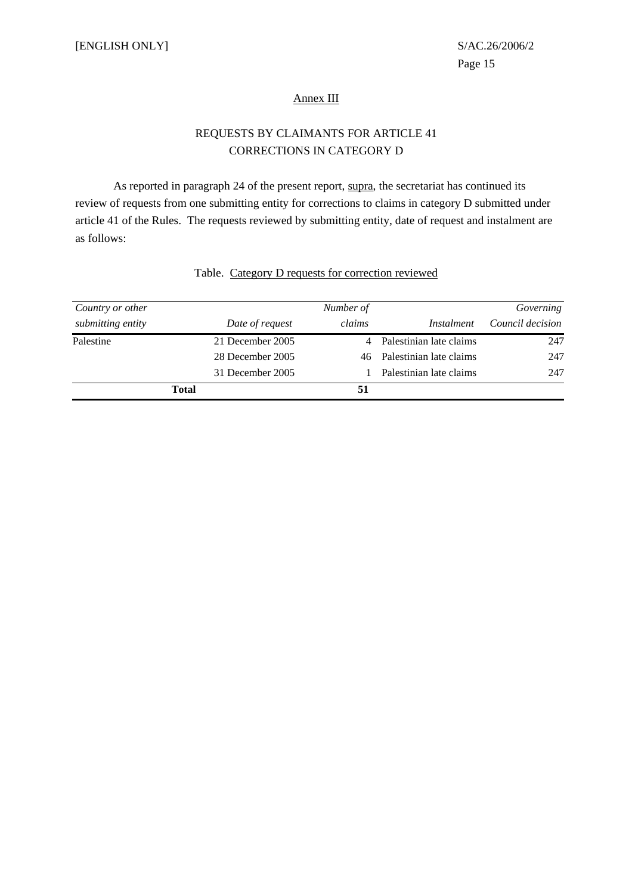[ENGLISH ONLY]

## Annex III

### REQUESTS BY CLAIMANTS FOR ARTICLE 41 CORRECTIONS IN CATEGORY D

As reported in paragraph 24 of the present report, supra, the secretariat has continued its review of requests from one submitting entity for corrections to claims in category D submitted under article 41 of the Rules. The requests reviewed by submitting entity, date of request and instalment are as follows:

Table. Category D requests for correction reviewed

| *Country or other submitting entity* | *Date of request* | *Number of claims* | *Instalment* | *Governing Council decision* |
|---|---|---|---|---|
| Palestine | 21 December 2005 | 4 | Palestinian late claims | 247 |
| | 28 December 2005 | 46 | Palestinian late claims | 247 |
| | 31 December 2005 | 1 | Palestinian late claims | 247 |
| **Total** | | **51** | | |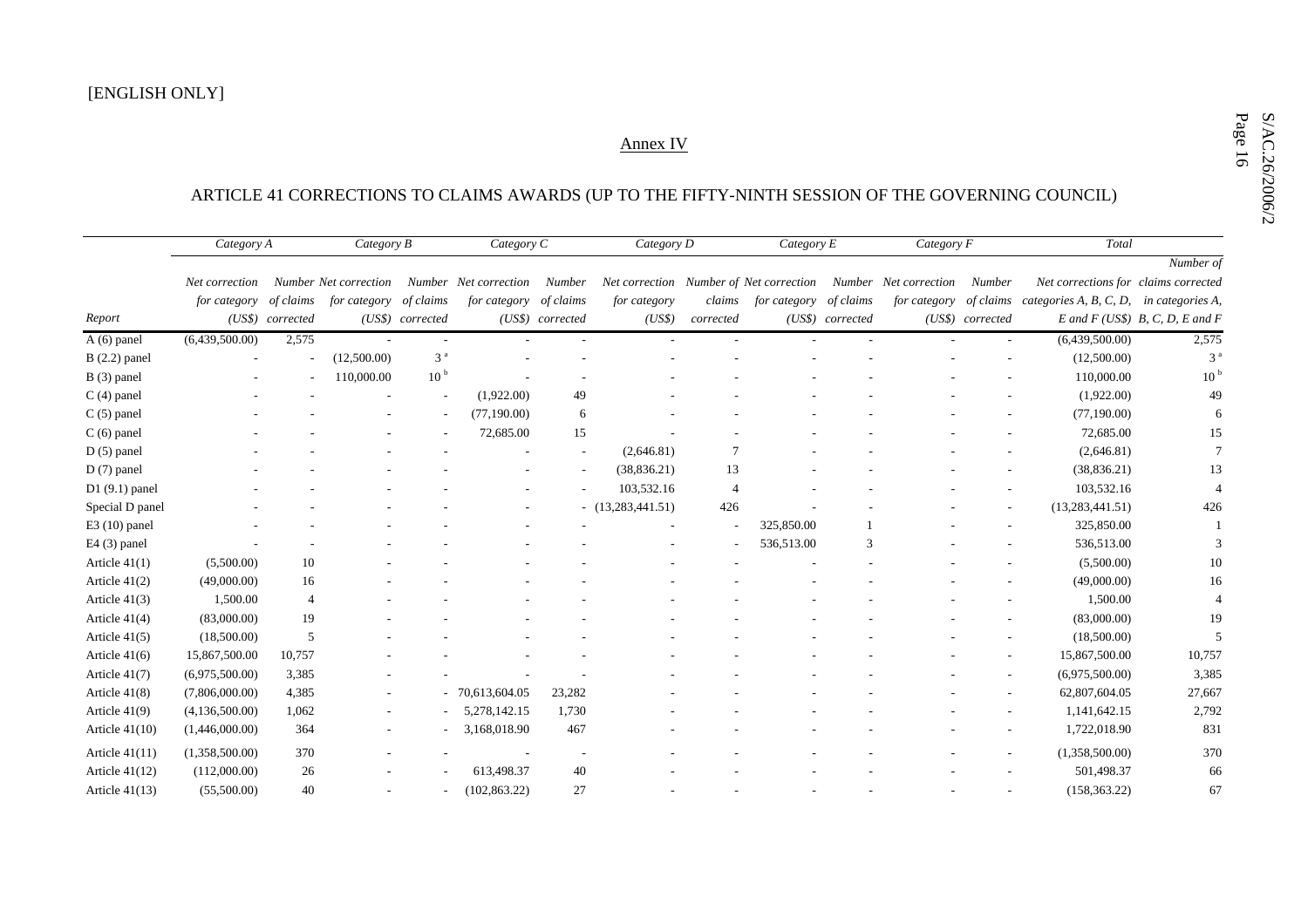[ENGLISH ONLY]

## Annex IV

### ARTICLE 41 CORRECTIONS TO CLAIMS AWARDS (UP TO THE FIFTY-NINTH SESSION OF THE GOVERNING COUNCIL)

| | *Category A* | | *Category B* | | *Category C* | | *Category D* | | *Category E* | | *Category F* | | *Total* | |
|---|---|---|---|---|---|---|---|---|---|---|---|---|---|---|
| *Report* | *Net correction for category (US$)* | *Number of claims corrected* | *Net correction for category (US$)* | *Number of claims corrected* | *Net correction for category (US$)* | *Number of claims corrected* | *Net correction for category (US$)* | *Number of claims corrected* | *Net correction for category (US$)* | *Number of claims corrected* | *Net correction for category (US$)* | *Number of claims corrected* | *Net corrections for categories A, B, C, D, E and F (US$)* | *Number of claims corrected in categories A, B, C, D, E and F* |
| A (6) panel | (6,439,500.00) | 2,575 | - | - | - | - | - | - | - | - | - | - | (6,439,500.00) | 2,575 |
| B (2.2) panel | - | - | (12,500.00) | 3 [a] | - | - | - | - | - | - | - | - | (12,500.00) | 3 [a] |
| B (3) panel | - | - | 110,000.00 | 10 [b] | - | - | - | - | - | - | - | - | 110,000.00 | 10 [b] |
| C (4) panel | - | - | - | - | (1,922.00) | 49 | - | - | - | - | - | - | (1,922.00) | 49 |
| C (5) panel | - | - | - | - | (77,190.00) | 6 | - | - | - | - | - | - | (77,190.00) | 6 |
| C (6) panel | - | - | - | - | 72,685.00 | 15 | - | - | - | - | - | - | 72,685.00 | 15 |
| D (5) panel | - | - | - | - | - | - | (2,646.81) | 7 | - | - | - | - | (2,646.81) | 7 |
| D (7) panel | - | - | - | - | - | - | (38,836.21) | 13 | - | - | - | - | (38,836.21) | 13 |
| D1 (9.1) panel | - | - | - | - | - | - | 103,532.16 | 4 | - | - | - | - | 103,532.16 | 4 |
| Special D panel | - | - | - | - | - | - | (13,283,441.51) | 426 | - | - | - | - | (13,283,441.51) | 426 |
| E3 (10) panel | - | - | - | - | - | - | - | - | 325,850.00 | 1 | - | - | 325,850.00 | 1 |
| E4 (3) panel | - | - | - | - | - | - | - | - | 536,513.00 | 3 | - | - | 536,513.00 | 3 |
| Article 41(1) | (5,500.00) | 10 | - | - | - | - | - | - | - | - | - | - | (5,500.00) | 10 |
| Article 41(2) | (49,000.00) | 16 | - | - | - | - | - | - | - | - | - | - | (49,000.00) | 16 |
| Article 41(3) | 1,500.00 | 4 | - | - | - | - | - | - | - | - | - | - | 1,500.00 | 4 |
| Article 41(4) | (83,000.00) | 19 | - | - | - | - | - | - | - | - | - | - | (83,000.00) | 19 |
| Article 41(5) | (18,500.00) | 5 | - | - | - | - | - | - | - | - | - | - | (18,500.00) | 5 |
| Article 41(6) | 15,867,500.00 | 10,757 | - | - | - | - | - | - | - | - | - | - | 15,867,500.00 | 10,757 |
| Article 41(7) | (6,975,500.00) | 3,385 | - | - | - | - | - | - | - | - | - | - | (6,975,500.00) | 3,385 |
| Article 41(8) | (7,806,000.00) | 4,385 | - | - | 70,613,604.05 | 23,282 | - | - | - | - | - | - | 62,807,604.05 | 27,667 |
| Article 41(9) | (4,136,500.00) | 1,062 | - | - | 5,278,142.15 | 1,730 | - | - | - | - | - | - | 1,141,642.15 | 2,792 |
| Article 41(10) | (1,446,000.00) | 364 | - | - | 3,168,018.90 | 467 | - | - | - | - | - | - | 1,722,018.90 | 831 |
| Article 41(11) | (1,358,500.00) | 370 | - | - | - | - | - | - | - | - | - | - | (1,358,500.00) | 370 |
| Article 41(12) | (112,000.00) | 26 | - | - | 613,498.37 | 40 | - | - | - | - | - | - | 501,498.37 | 66 |
| Article 41(13) | (55,500.00) | 40 | - | - | (102,863.22) | 27 | - | - | - | - | - | - | (158,363.22) | 67 |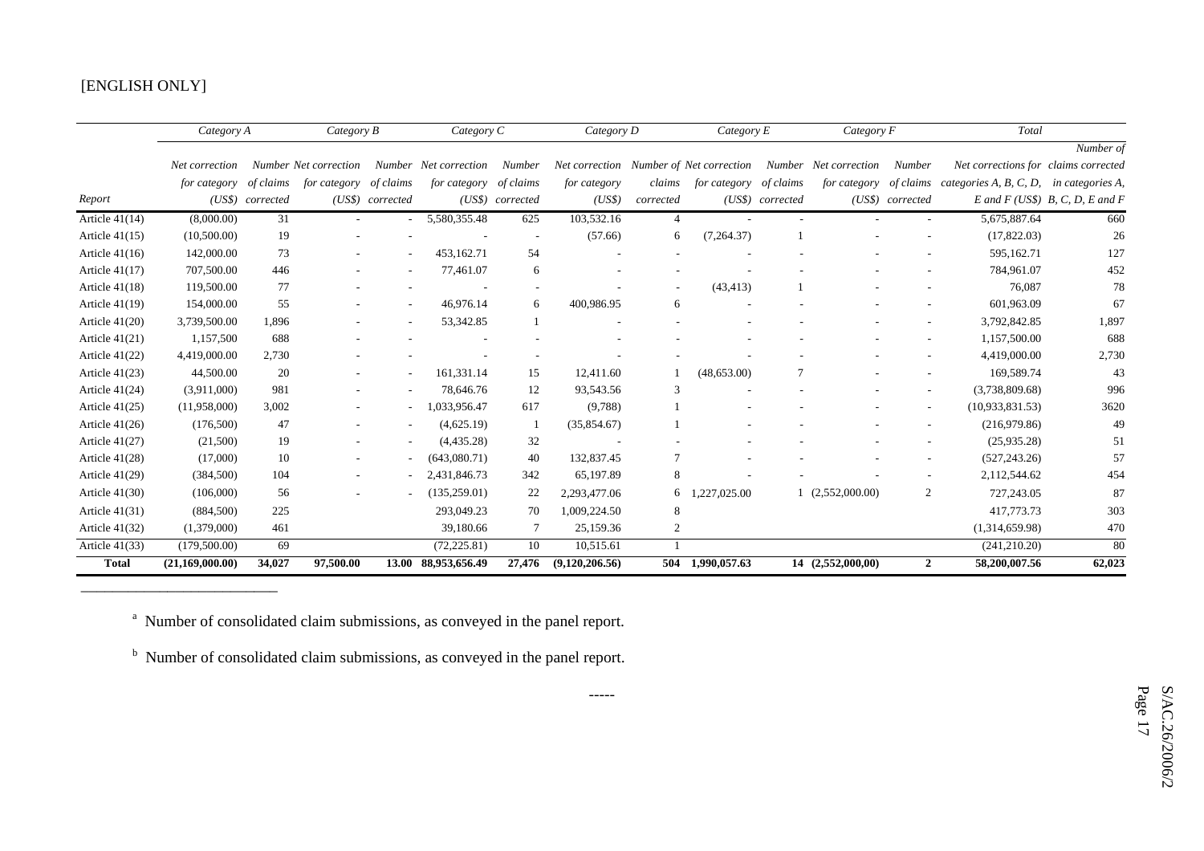[ENGLISH ONLY]

| Report | Category A | | Category B | | Category C | | Category D | | Category E | | Category F | | Total | |
|---|---|---|---|---|---|---|---|---|---|---|---|---|---|---|
| | Net correction for category (US$) | Number of claims corrected | Net correction for category (US$) | Number of claims corrected | Net correction for category (US$) | Number of claims corrected | Net correction for category (US$) | Number of claims corrected | Net correction for category (US$) | Number of claims corrected | Net correction for category (US$) | Number of claims corrected | Net corrections for categories A, B, C, D, E and F (US$) | Number of claims corrected in categories A, B, C, D, E and F |
| Article 41(14) | (8,000.00) | 31 | - | - | 5,580,355.48 | 625 | 103,532.16 | 4 | - | - | - | - | 5,675,887.64 | 660 |
| Article 41(15) | (10,500.00) | 19 | - | - | - | - | (57.66) | 6 | (7,264.37) | 1 | - | - | (17,822.03) | 26 |
| Article 41(16) | 142,000.00 | 73 | - | - | 453,162.71 | 54 | - | - | - | - | - | - | 595,162.71 | 127 |
| Article 41(17) | 707,500.00 | 446 | - | - | 77,461.07 | 6 | - | - | - | - | - | - | 784,961.07 | 452 |
| Article 41(18) | 119,500.00 | 77 | - | - | - | - | - | - | (43,413) | 1 | - | - | 76,087 | 78 |
| Article 41(19) | 154,000.00 | 55 | - | - | 46,976.14 | 6 | 400,986.95 | 6 | - | - | - | - | 601,963.09 | 67 |
| Article 41(20) | 3,739,500.00 | 1,896 | - | - | 53,342.85 | 1 | - | - | - | - | - | - | 3,792,842.85 | 1,897 |
| Article 41(21) | 1,157,500 | 688 | - | - | - | - | - | - | - | - | - | - | 1,157,500.00 | 688 |
| Article 41(22) | 4,419,000.00 | 2,730 | - | - | - | - | - | - | - | - | - | - | 4,419,000.00 | 2,730 |
| Article 41(23) | 44,500.00 | 20 | - | - | 161,331.14 | 15 | 12,411.60 | 1 | (48,653.00) | 7 | - | - | 169,589.74 | 43 |
| Article 41(24) | (3,911,000) | 981 | - | - | 78,646.76 | 12 | 93,543.56 | 3 | - | - | - | - | (3,738,809.68) | 996 |
| Article 41(25) | (11,958,000) | 3,002 | - | - | 1,033,956.47 | 617 | (9,788) | 1 | - | - | - | - | (10,933,831.53) | 3620 |
| Article 41(26) | (176,500) | 47 | - | - | (4,625.19) | 1 | (35,854.67) | 1 | - | - | - | - | (216,979.86) | 49 |
| Article 41(27) | (21,500) | 19 | - | - | (4,435.28) | 32 | - | - | - | - | - | - | (25,935.28) | 51 |
| Article 41(28) | (17,000) | 10 | - | - | (643,080.71) | 40 | 132,837.45 | 7 | - | - | - | - | (527,243.26) | 57 |
| Article 41(29) | (384,500) | 104 | - | - | 2,431,846.73 | 342 | 65,197.89 | 8 | - | - | - | - | 2,112,544.62 | 454 |
| Article 41(30) | (106,000) | 56 | - | - | (135,259.01) | 22 | 2,293,477.06 | 6 | 1,227,025.00 | 1 | (2,552,000.00) | 2 | 727,243.05 | 87 |
| Article 41(31) | (884,500) | 225 | | | 293,049.23 | 70 | 1,009,224.50 | 8 | | | | | 417,773.73 | 303 |
| Article 41(32) | (1,379,000) | 461 | | | 39,180.66 | 7 | 25,159.36 | 2 | | | | | (1,314,659.98) | 470 |
| Article 41(33) | (179,500.00) | 69 | | | (72,225.81) | 10 | 10,515.61 | 1 | | | | | (241,210.20) | 80 |
| **Total** | **(21,169,000.00)** | **34,027** | **97,500.00** | **13.00** | **88,953,656.49** | **27,476** | **(9,120,206.56)** | **504** | **1,990,057.63** | **14** | **(2,552,000.00)** | **2** | **58,200,007.56** | **62,023** |

[a] Number of consolidated claim submissions, as conveyed in the panel report.

[b] Number of consolidated claim submissions, as conveyed in the panel report.

-----